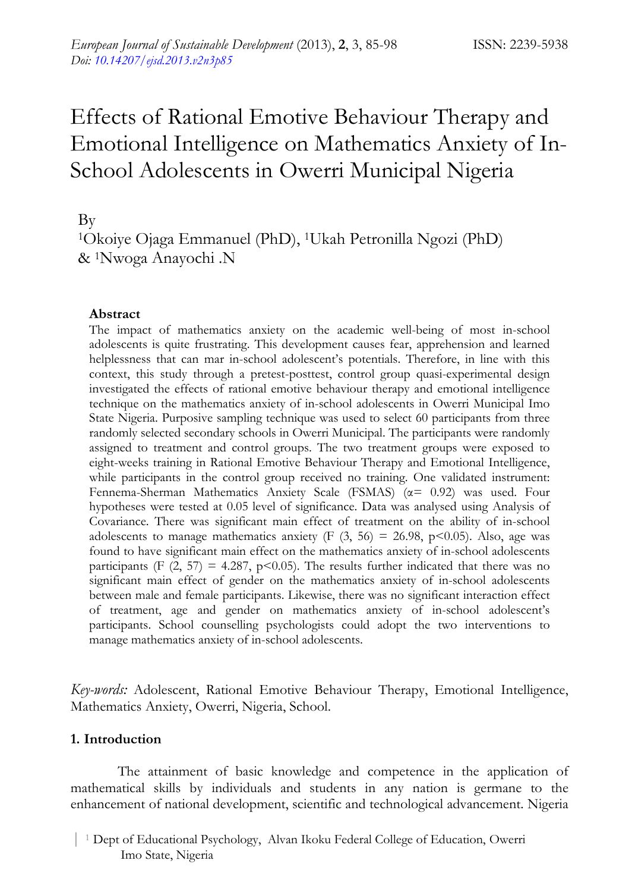# Effects of Rational Emotive Behaviour Therapy and Emotional Intelligence on Mathematics Anxiety of In-School Adolescents in Owerri Municipal Nigeria

By

[1]Okoiye Ojaga Emmanuel (PhD), [1]Ukah Petronilla Ngozi (PhD) & [1]Nwoga Anayochi .N

### Abstract

The impact of mathematics anxiety on the academic well-being of most in-school adolescents is quite frustrating. This development causes fear, apprehension and learned helplessness that can mar in-school adolescent's potentials. Therefore, in line with this context, this study through a pretest-posttest, control group quasi-experimental design investigated the effects of rational emotive behaviour therapy and emotional intelligence technique on the mathematics anxiety of in-school adolescents in Owerri Municipal Imo State Nigeria. Purposive sampling technique was used to select 60 participants from three randomly selected secondary schools in Owerri Municipal. The participants were randomly assigned to treatment and control groups. The two treatment groups were exposed to eight-weeks training in Rational Emotive Behaviour Therapy and Emotional Intelligence, while participants in the control group received no training. One validated instrument: Fennema-Sherman Mathematics Anxiety Scale (FSMAS) ($\alpha = 0.92$) was used. Four hypotheses were tested at 0.05 level of significance. Data was analysed using Analysis of Covariance. There was significant main effect of treatment on the ability of in-school adolescents to manage mathematics anxiety ($F(3, 56) = 26.98$, $p<0.05$). Also, age was found to have significant main effect on the mathematics anxiety of in-school adolescents participants ($F(2, 57) = 4.287$, $p<0.05$). The results further indicated that there was no significant main effect of gender on the mathematics anxiety of in-school adolescents between male and female participants. Likewise, there was no significant interaction effect of treatment, age and gender on mathematics anxiety of in-school adolescent's participants. School counselling psychologists could adopt the two interventions to manage mathematics anxiety of in-school adolescents.

*Key-words:* Adolescent, Rational Emotive Behaviour Therapy, Emotional Intelligence, Mathematics Anxiety, Owerri, Nigeria, School.

## 1. Introduction

The attainment of basic knowledge and competence in the application of mathematical skills by individuals and students in any nation is germane to the enhancement of national development, scientific and technological advancement. Nigeria

[1] Dept of Educational Psychology, Alvan Ikoku Federal College of Education, Owerri Imo State, Nigeria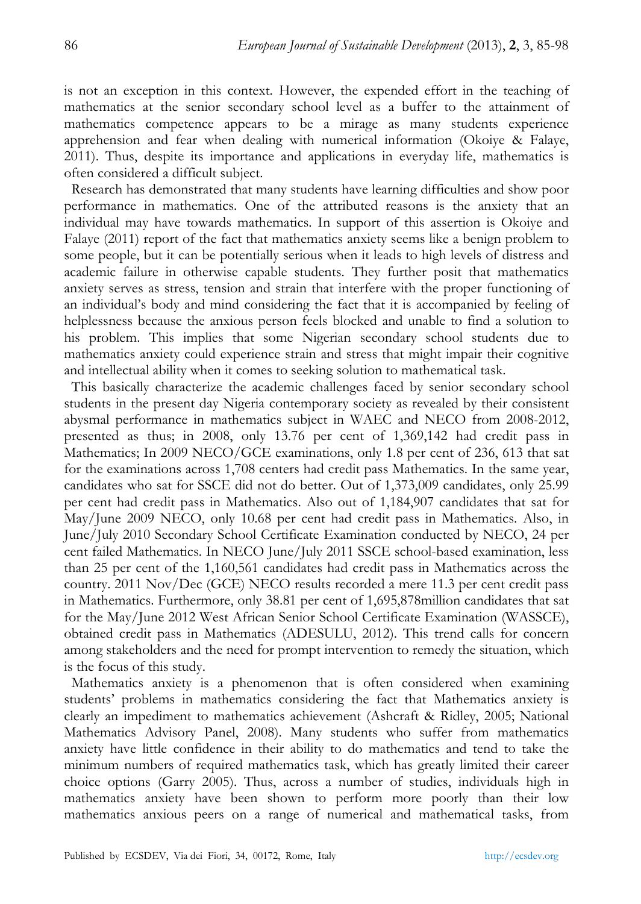is not an exception in this context. However, the expended effort in the teaching of mathematics at the senior secondary school level as a buffer to the attainment of mathematics competence appears to be a mirage as many students experience apprehension and fear when dealing with numerical information (Okoiye & Falaye, 2011). Thus, despite its importance and applications in everyday life, mathematics is often considered a difficult subject.

Research has demonstrated that many students have learning difficulties and show poor performance in mathematics. One of the attributed reasons is the anxiety that an individual may have towards mathematics. In support of this assertion is Okoiye and Falaye (2011) report of the fact that mathematics anxiety seems like a benign problem to some people, but it can be potentially serious when it leads to high levels of distress and academic failure in otherwise capable students. They further posit that mathematics anxiety serves as stress, tension and strain that interfere with the proper functioning of an individual's body and mind considering the fact that it is accompanied by feeling of helplessness because the anxious person feels blocked and unable to find a solution to his problem. This implies that some Nigerian secondary school students due to mathematics anxiety could experience strain and stress that might impair their cognitive and intellectual ability when it comes to seeking solution to mathematical task.

This basically characterize the academic challenges faced by senior secondary school students in the present day Nigeria contemporary society as revealed by their consistent abysmal performance in mathematics subject in WAEC and NECO from 2008-2012, presented as thus; in 2008, only 13.76 per cent of 1,369,142 had credit pass in Mathematics; In 2009 NECO/GCE examinations, only 1.8 per cent of 236, 613 that sat for the examinations across 1,708 centers had credit pass Mathematics. In the same year, candidates who sat for SSCE did not do better. Out of 1,373,009 candidates, only 25.99 per cent had credit pass in Mathematics. Also out of 1,184,907 candidates that sat for May/June 2009 NECO, only 10.68 per cent had credit pass in Mathematics. Also, in June/July 2010 Secondary School Certificate Examination conducted by NECO, 24 per cent failed Mathematics. In NECO June/July 2011 SSCE school-based examination, less than 25 per cent of the 1,160,561 candidates had credit pass in Mathematics across the country. 2011 Nov/Dec (GCE) NECO results recorded a mere 11.3 per cent credit pass in Mathematics. Furthermore, only 38.81 per cent of 1,695,878million candidates that sat for the May/June 2012 West African Senior School Certificate Examination (WASSCE), obtained credit pass in Mathematics (ADESULU, 2012). This trend calls for concern among stakeholders and the need for prompt intervention to remedy the situation, which is the focus of this study.

Mathematics anxiety is a phenomenon that is often considered when examining students' problems in mathematics considering the fact that Mathematics anxiety is clearly an impediment to mathematics achievement (Ashcraft & Ridley, 2005; National Mathematics Advisory Panel, 2008). Many students who suffer from mathematics anxiety have little confidence in their ability to do mathematics and tend to take the minimum numbers of required mathematics task, which has greatly limited their career choice options (Garry 2005). Thus, across a number of studies, individuals high in mathematics anxiety have been shown to perform more poorly than their low mathematics anxious peers on a range of numerical and mathematical tasks, from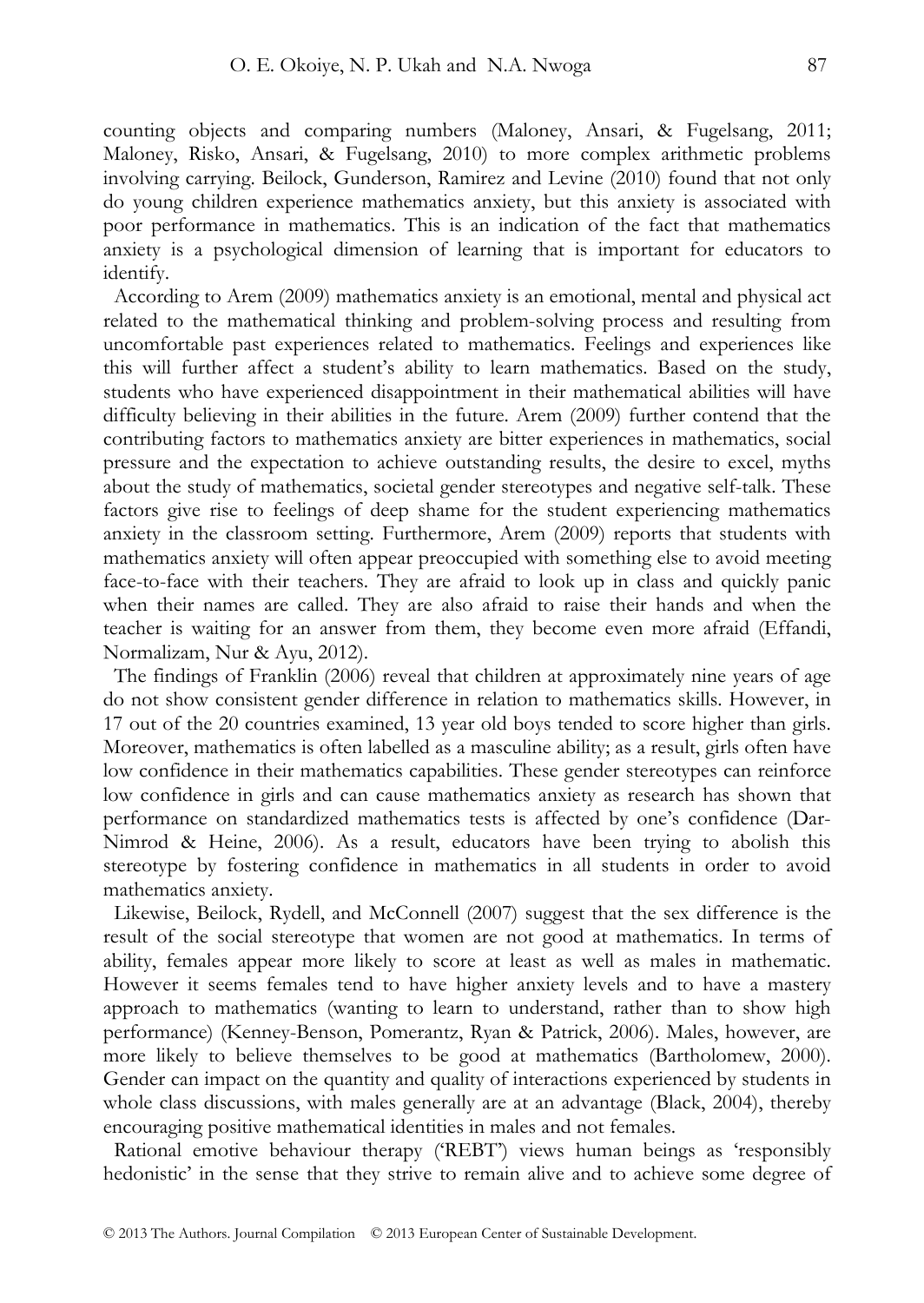counting objects and comparing numbers (Maloney, Ansari, & Fugelsang, 2011; Maloney, Risko, Ansari, & Fugelsang, 2010) to more complex arithmetic problems involving carrying. Beilock, Gunderson, Ramirez and Levine (2010) found that not only do young children experience mathematics anxiety, but this anxiety is associated with poor performance in mathematics. This is an indication of the fact that mathematics anxiety is a psychological dimension of learning that is important for educators to identify.

According to Arem (2009) mathematics anxiety is an emotional, mental and physical act related to the mathematical thinking and problem-solving process and resulting from uncomfortable past experiences related to mathematics. Feelings and experiences like this will further affect a student's ability to learn mathematics. Based on the study, students who have experienced disappointment in their mathematical abilities will have difficulty believing in their abilities in the future. Arem (2009) further contend that the contributing factors to mathematics anxiety are bitter experiences in mathematics, social pressure and the expectation to achieve outstanding results, the desire to excel, myths about the study of mathematics, societal gender stereotypes and negative self-talk. These factors give rise to feelings of deep shame for the student experiencing mathematics anxiety in the classroom setting. Furthermore, Arem (2009) reports that students with mathematics anxiety will often appear preoccupied with something else to avoid meeting face-to-face with their teachers. They are afraid to look up in class and quickly panic when their names are called. They are also afraid to raise their hands and when the teacher is waiting for an answer from them, they become even more afraid (Effandi, Normalizam, Nur & Ayu, 2012).

The findings of Franklin (2006) reveal that children at approximately nine years of age do not show consistent gender difference in relation to mathematics skills. However, in 17 out of the 20 countries examined, 13 year old boys tended to score higher than girls. Moreover, mathematics is often labelled as a masculine ability; as a result, girls often have low confidence in their mathematics capabilities. These gender stereotypes can reinforce low confidence in girls and can cause mathematics anxiety as research has shown that performance on standardized mathematics tests is affected by one's confidence (Dar-Nimrod & Heine, 2006). As a result, educators have been trying to abolish this stereotype by fostering confidence in mathematics in all students in order to avoid mathematics anxiety.

Likewise, Beilock, Rydell, and McConnell (2007) suggest that the sex difference is the result of the social stereotype that women are not good at mathematics. In terms of ability, females appear more likely to score at least as well as males in mathematic. However it seems females tend to have higher anxiety levels and to have a mastery approach to mathematics (wanting to learn to understand, rather than to show high performance) (Kenney-Benson, Pomerantz, Ryan & Patrick, 2006). Males, however, are more likely to believe themselves to be good at mathematics (Bartholomew, 2000). Gender can impact on the quantity and quality of interactions experienced by students in whole class discussions, with males generally are at an advantage (Black, 2004), thereby encouraging positive mathematical identities in males and not females.

Rational emotive behaviour therapy ('REBT') views human beings as 'responsibly hedonistic' in the sense that they strive to remain alive and to achieve some degree of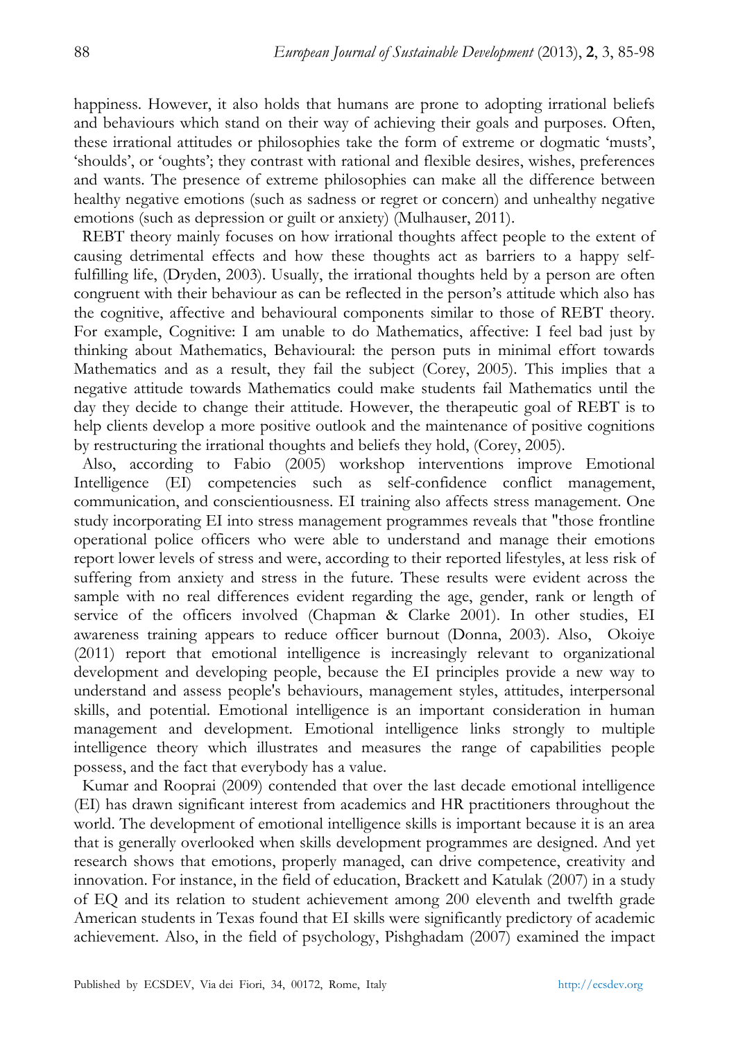happiness. However, it also holds that humans are prone to adopting irrational beliefs and behaviours which stand on their way of achieving their goals and purposes. Often, these irrational attitudes or philosophies take the form of extreme or dogmatic 'musts', 'shoulds', or 'oughts'; they contrast with rational and flexible desires, wishes, preferences and wants. The presence of extreme philosophies can make all the difference between healthy negative emotions (such as sadness or regret or concern) and unhealthy negative emotions (such as depression or guilt or anxiety) (Mulhauser, 2011).

REBT theory mainly focuses on how irrational thoughts affect people to the extent of causing detrimental effects and how these thoughts act as barriers to a happy self-fulfilling life, (Dryden, 2003). Usually, the irrational thoughts held by a person are often congruent with their behaviour as can be reflected in the person's attitude which also has the cognitive, affective and behavioural components similar to those of REBT theory. For example, Cognitive: I am unable to do Mathematics, affective: I feel bad just by thinking about Mathematics, Behavioural: the person puts in minimal effort towards Mathematics and as a result, they fail the subject (Corey, 2005). This implies that a negative attitude towards Mathematics could make students fail Mathematics until the day they decide to change their attitude. However, the therapeutic goal of REBT is to help clients develop a more positive outlook and the maintenance of positive cognitions by restructuring the irrational thoughts and beliefs they hold, (Corey, 2005).

Also, according to Fabio (2005) workshop interventions improve Emotional Intelligence (EI) competencies such as self-confidence conflict management, communication, and conscientiousness. EI training also affects stress management. One study incorporating EI into stress management programmes reveals that "those frontline operational police officers who were able to understand and manage their emotions report lower levels of stress and were, according to their reported lifestyles, at less risk of suffering from anxiety and stress in the future. These results were evident across the sample with no real differences evident regarding the age, gender, rank or length of service of the officers involved (Chapman & Clarke 2001). In other studies, EI awareness training appears to reduce officer burnout (Donna, 2003). Also, Okoiye (2011) report that emotional intelligence is increasingly relevant to organizational development and developing people, because the EI principles provide a new way to understand and assess people's behaviours, management styles, attitudes, interpersonal skills, and potential. Emotional intelligence is an important consideration in human management and development. Emotional intelligence links strongly to multiple intelligence theory which illustrates and measures the range of capabilities people possess, and the fact that everybody has a value.

Kumar and Rooprai (2009) contended that over the last decade emotional intelligence (EI) has drawn significant interest from academics and HR practitioners throughout the world. The development of emotional intelligence skills is important because it is an area that is generally overlooked when skills development programmes are designed. And yet research shows that emotions, properly managed, can drive competence, creativity and innovation. For instance, in the field of education, Brackett and Katulak (2007) in a study of EQ and its relation to student achievement among 200 eleventh and twelfth grade American students in Texas found that EI skills were significantly predictory of academic achievement. Also, in the field of psychology, Pishghadam (2007) examined the impact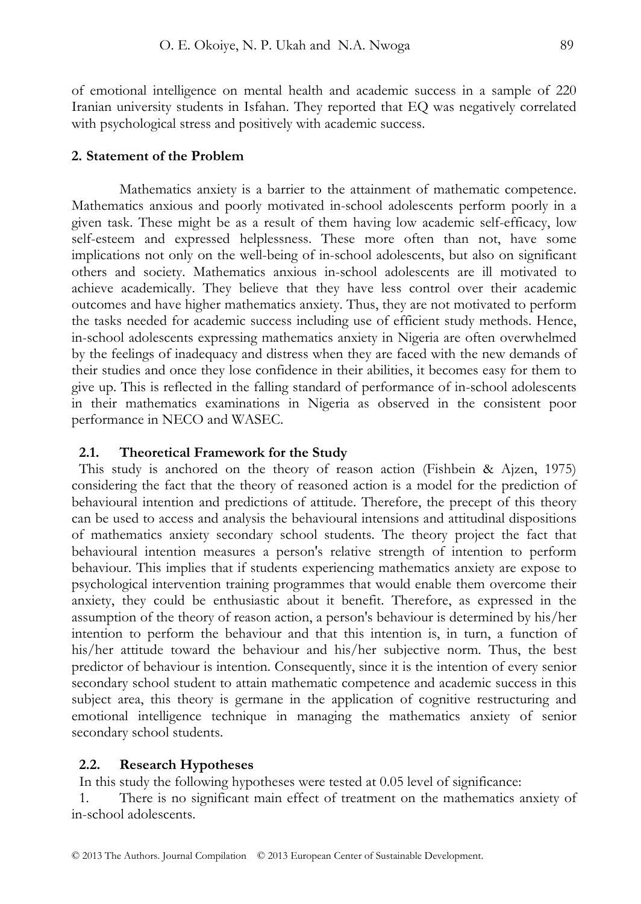of emotional intelligence on mental health and academic success in a sample of 220 Iranian university students in Isfahan. They reported that EQ was negatively correlated with psychological stress and positively with academic success.

## 2. Statement of the Problem

Mathematics anxiety is a barrier to the attainment of mathematic competence. Mathematics anxious and poorly motivated in-school adolescents perform poorly in a given task. These might be as a result of them having low academic self-efficacy, low self-esteem and expressed helplessness. These more often than not, have some implications not only on the well-being of in-school adolescents, but also on significant others and society. Mathematics anxious in-school adolescents are ill motivated to achieve academically. They believe that they have less control over their academic outcomes and have higher mathematics anxiety. Thus, they are not motivated to perform the tasks needed for academic success including use of efficient study methods. Hence, in-school adolescents expressing mathematics anxiety in Nigeria are often overwhelmed by the feelings of inadequacy and distress when they are faced with the new demands of their studies and once they lose confidence in their abilities, it becomes easy for them to give up. This is reflected in the falling standard of performance of in-school adolescents in their mathematics examinations in Nigeria as observed in the consistent poor performance in NECO and WASEC.

### 2.1. Theoretical Framework for the Study

This study is anchored on the theory of reason action (Fishbein & Ajzen, 1975) considering the fact that the theory of reasoned action is a model for the prediction of behavioural intention and predictions of attitude. Therefore, the precept of this theory can be used to access and analysis the behavioural intensions and attitudinal dispositions of mathematics anxiety secondary school students. The theory project the fact that behavioural intention measures a person's relative strength of intention to perform behaviour. This implies that if students experiencing mathematics anxiety are expose to psychological intervention training programmes that would enable them overcome their anxiety, they could be enthusiastic about it benefit. Therefore, as expressed in the assumption of the theory of reason action, a person's behaviour is determined by his/her intention to perform the behaviour and that this intention is, in turn, a function of his/her attitude toward the behaviour and his/her subjective norm. Thus, the best predictor of behaviour is intention. Consequently, since it is the intention of every senior secondary school student to attain mathematic competence and academic success in this subject area, this theory is germane in the application of cognitive restructuring and emotional intelligence technique in managing the mathematics anxiety of senior secondary school students.

### 2.2. Research Hypotheses

In this study the following hypotheses were tested at 0.05 level of significance:

1. There is no significant main effect of treatment on the mathematics anxiety of in-school adolescents.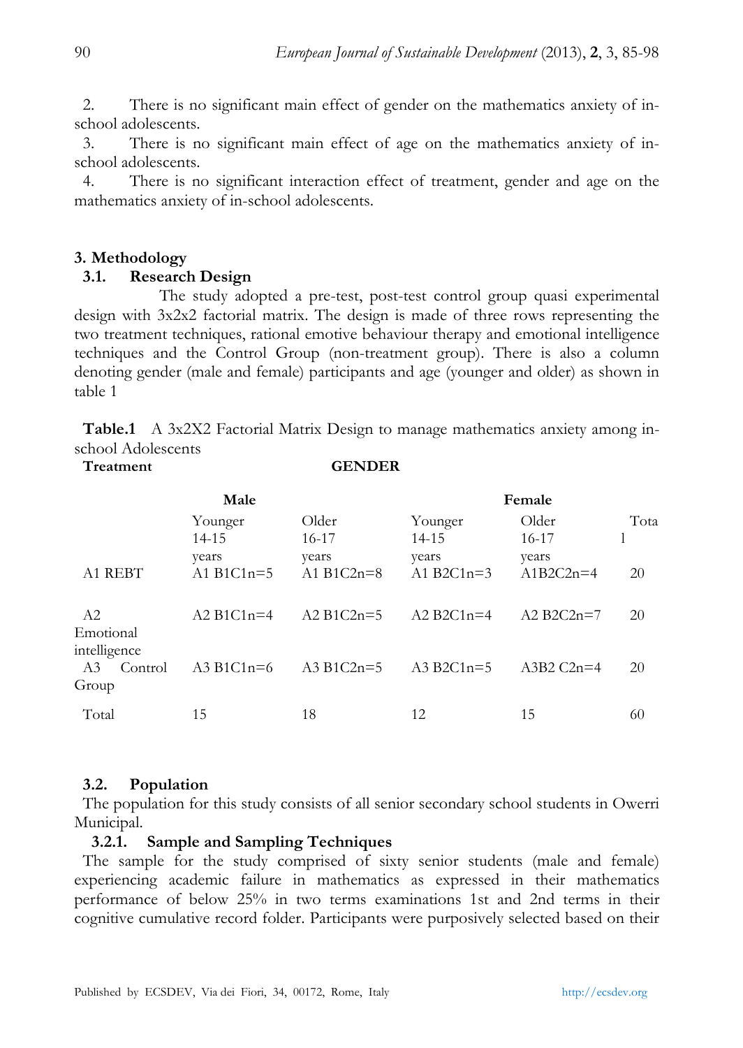2. There is no significant main effect of gender on the mathematics anxiety of in-school adolescents.
3. There is no significant main effect of age on the mathematics anxiety of in-school adolescents.
4. There is no significant interaction effect of treatment, gender and age on the mathematics anxiety of in-school adolescents.

## 3. Methodology

### 3.1. Research Design

The study adopted a pre-test, post-test control group quasi experimental design with 3x2x2 factorial matrix. The design is made of three rows representing the two treatment techniques, rational emotive behaviour therapy and emotional intelligence techniques and the Control Group (non-treatment group). There is also a column denoting gender (male and female) participants and age (younger and older) as shown in table 1

**Table.1** A 3x2X2 Factorial Matrix Design to manage mathematics anxiety among in-school Adolescents

| Treatment | GENDER | | | | |
|---|---|---|---|---|---|
| | Male | | Female | | |
| | Younger 14-15 years | Older 16-17 years | Younger 14-15 years | Older 16-17 years | Total |
| A1 REBT | A1 B1C1n=5 | A1 B1C2n=8 | A1 B2C1n=3 | A1B2C2n=4 | 20 |
| A2 Emotional intelligence | A2 B1C1n=4 | A2 B1C2n=5 | A2 B2C1n=4 | A2 B2C2n=7 | 20 |
| A3 Control Group | A3 B1C1n=6 | A3 B1C2n=5 | A3 B2C1n=5 | A3B2 C2n=4 | 20 |
| Total | 15 | 18 | 12 | 15 | 60 |

### 3.2. Population

The population for this study consists of all senior secondary school students in Owerri Municipal.

#### 3.2.1. Sample and Sampling Techniques

The sample for the study comprised of sixty senior students (male and female) experiencing academic failure in mathematics as expressed in their mathematics performance of below 25% in two terms examinations 1st and 2nd terms in their cognitive cumulative record folder. Participants were purposively selected based on their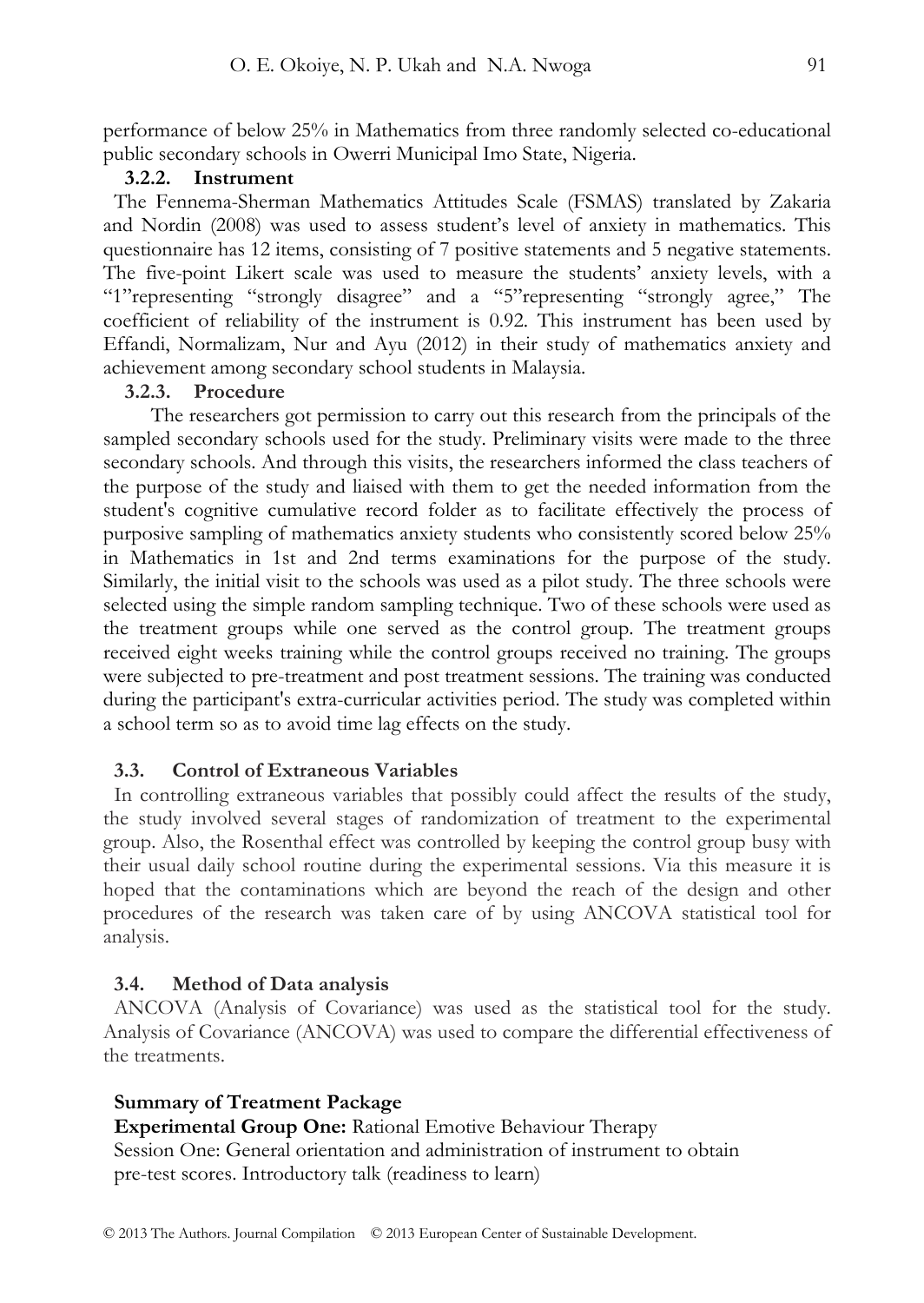performance of below 25% in Mathematics from three randomly selected co-educational public secondary schools in Owerri Municipal Imo State, Nigeria.

### 3.2.2. Instrument

The Fennema-Sherman Mathematics Attitudes Scale (FSMAS) translated by Zakaria and Nordin (2008) was used to assess student's level of anxiety in mathematics. This questionnaire has 12 items, consisting of 7 positive statements and 5 negative statements. The five-point Likert scale was used to measure the students' anxiety levels, with a "1"representing "strongly disagree" and a "5"representing "strongly agree," The coefficient of reliability of the instrument is 0.92. This instrument has been used by Effandi, Normalizam, Nur and Ayu (2012) in their study of mathematics anxiety and achievement among secondary school students in Malaysia.

### 3.2.3. Procedure

The researchers got permission to carry out this research from the principals of the sampled secondary schools used for the study. Preliminary visits were made to the three secondary schools. And through this visits, the researchers informed the class teachers of the purpose of the study and liaised with them to get the needed information from the student's cognitive cumulative record folder as to facilitate effectively the process of purposive sampling of mathematics anxiety students who consistently scored below 25% in Mathematics in 1st and 2nd terms examinations for the purpose of the study. Similarly, the initial visit to the schools was used as a pilot study. The three schools were selected using the simple random sampling technique. Two of these schools were used as the treatment groups while one served as the control group. The treatment groups received eight weeks training while the control groups received no training. The groups were subjected to pre-treatment and post treatment sessions. The training was conducted during the participant's extra-curricular activities period. The study was completed within a school term so as to avoid time lag effects on the study.

## 3.3. Control of Extraneous Variables

In controlling extraneous variables that possibly could affect the results of the study, the study involved several stages of randomization of treatment to the experimental group. Also, the Rosenthal effect was controlled by keeping the control group busy with their usual daily school routine during the experimental sessions. Via this measure it is hoped that the contaminations which are beyond the reach of the design and other procedures of the research was taken care of by using ANCOVA statistical tool for analysis.

## 3.4. Method of Data analysis

ANCOVA (Analysis of Covariance) was used as the statistical tool for the study. Analysis of Covariance (ANCOVA) was used to compare the differential effectiveness of the treatments.

**Summary of Treatment Package**

**Experimental Group One:** Rational Emotive Behaviour Therapy

Session One: General orientation and administration of instrument to obtain pre-test scores. Introductory talk (readiness to learn)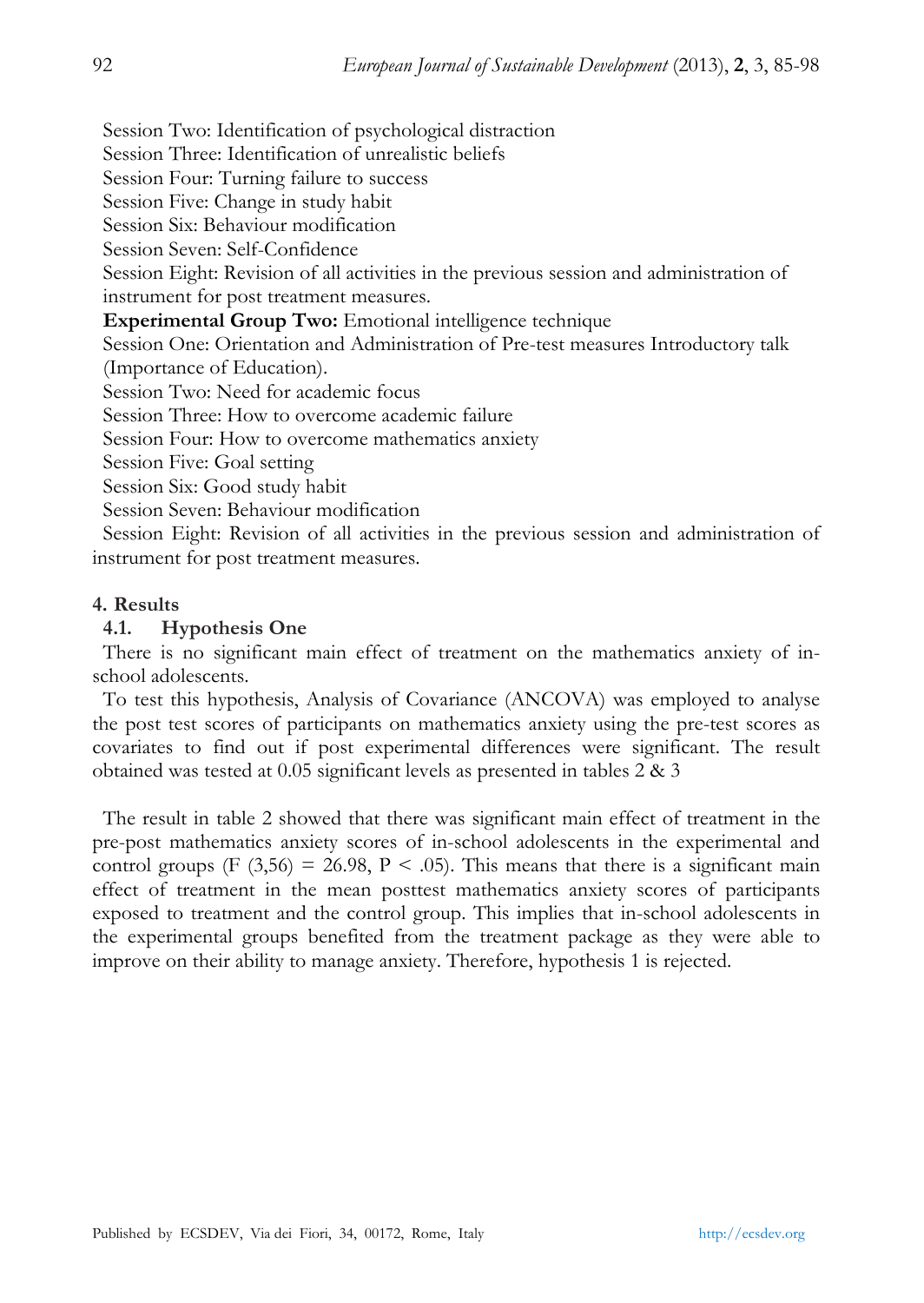Session Two: Identification of psychological distraction

Session Three: Identification of unrealistic beliefs

Session Four: Turning failure to success

Session Five: Change in study habit

Session Six: Behaviour modification

Session Seven: Self-Confidence

Session Eight: Revision of all activities in the previous session and administration of instrument for post treatment measures.

**Experimental Group Two:** Emotional intelligence technique

Session One: Orientation and Administration of Pre-test measures Introductory talk (Importance of Education).

Session Two: Need for academic focus

Session Three: How to overcome academic failure

Session Four: How to overcome mathematics anxiety

Session Five: Goal setting

Session Six: Good study habit

Session Seven: Behaviour modification

Session Eight: Revision of all activities in the previous session and administration of instrument for post treatment measures.

## 4. Results

### 4.1. Hypothesis One

There is no significant main effect of treatment on the mathematics anxiety of in-school adolescents.

To test this hypothesis, Analysis of Covariance (ANCOVA) was employed to analyse the post test scores of participants on mathematics anxiety using the pre-test scores as covariates to find out if post experimental differences were significant. The result obtained was tested at 0.05 significant levels as presented in tables 2 & 3

The result in table 2 showed that there was significant main effect of treatment in the pre-post mathematics anxiety scores of in-school adolescents in the experimental and control groups ($F (3,56) = 26.98$, $P < .05$). This means that there is a significant main effect of treatment in the mean posttest mathematics anxiety scores of participants exposed to treatment and the control group. This implies that in-school adolescents in the experimental groups benefited from the treatment package as they were able to improve on their ability to manage anxiety. Therefore, hypothesis 1 is rejected.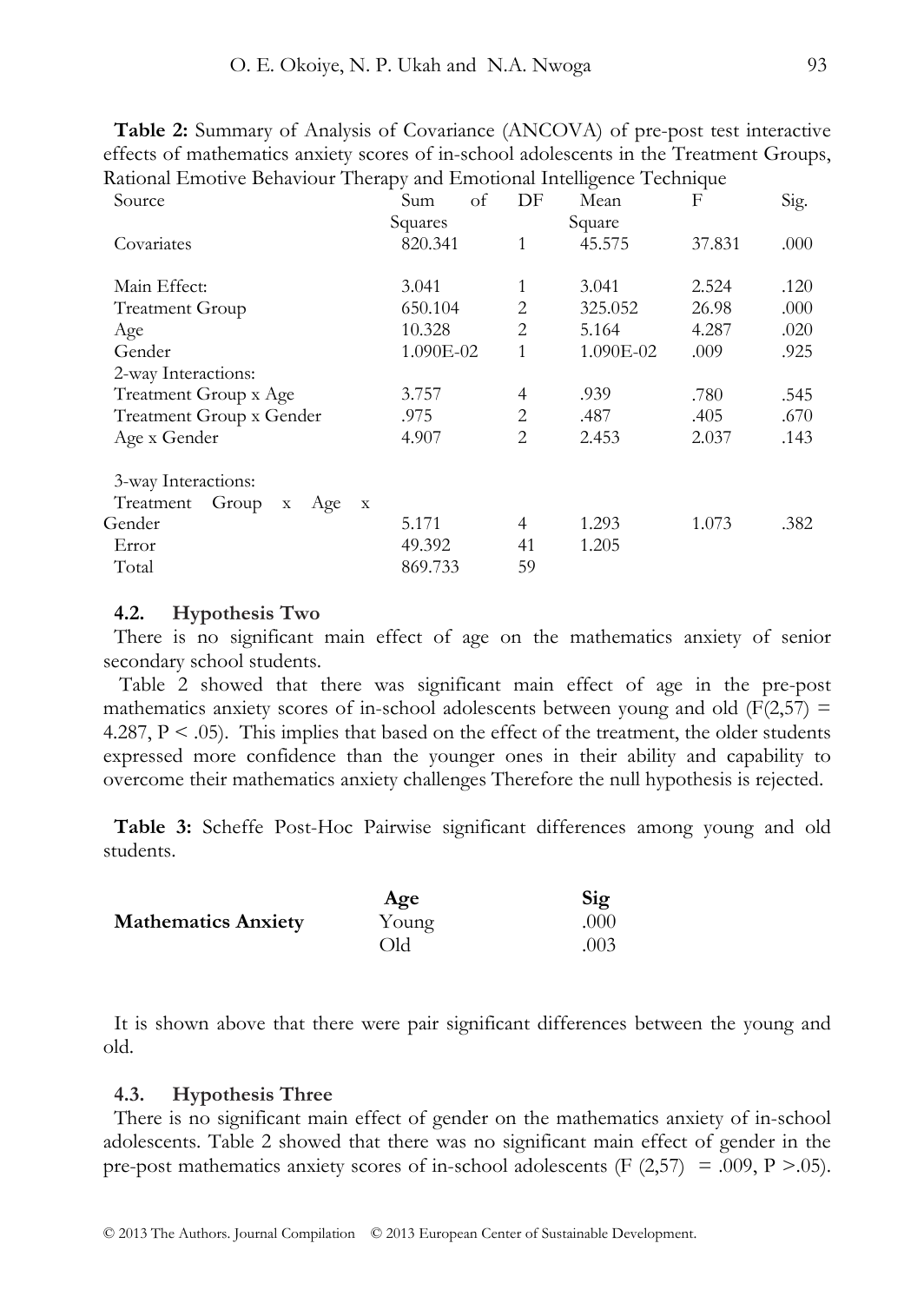**Table 2:** Summary of Analysis of Covariance (ANCOVA) of pre-post test interactive effects of mathematics anxiety scores of in-school adolescents in the Treatment Groups, Rational Emotive Behaviour Therapy and Emotional Intelligence Technique

| Source | Sum of Squares | DF | Mean Square | F | Sig. |
|---|---|---|---|---|---|
| Covariates | 820.341 | 1 | 45.575 | 37.831 | .000 |
| Main Effect: | 3.041 | 1 | 3.041 | 2.524 | .120 |
| Treatment Group | 650.104 | 2 | 325.052 | 26.98 | .000 |
| Age | 10.328 | 2 | 5.164 | 4.287 | .020 |
| Gender | 1.090E-02 | 1 | 1.090E-02 | .009 | .925 |
| 2-way Interactions: | | | | | |
| Treatment Group x Age | 3.757 | 4 | .939 | .780 | .545 |
| Treatment Group x Gender | .975 | 2 | .487 | .405 | .670 |
| Age x Gender | 4.907 | 2 | 2.453 | 2.037 | .143 |
| 3-way Interactions: | | | | | |
| Treatment Group x Age x Gender | 5.171 | 4 | 1.293 | 1.073 | .382 |
| Error | 49.392 | 41 | 1.205 | | |
| Total | 869.733 | 59 | | | |

### 4.2. Hypothesis Two

There is no significant main effect of age on the mathematics anxiety of senior secondary school students.

Table 2 showed that there was significant main effect of age in the pre-post mathematics anxiety scores of in-school adolescents between young and old ($F(2,57) = 4.287$, $P < .05$). This implies that based on the effect of the treatment, the older students expressed more confidence than the younger ones in their ability and capability to overcome their mathematics anxiety challenges Therefore the null hypothesis is rejected.

**Table 3:** Scheffe Post-Hoc Pairwise significant differences among young and old students.

| | Age | Sig |
|---|---|---|
| **Mathematics Anxiety** | Young | .000 |
| | Old | .003 |

It is shown above that there were pair significant differences between the young and old.

### 4.3. Hypothesis Three

There is no significant main effect of gender on the mathematics anxiety of in-school adolescents. Table 2 showed that there was no significant main effect of gender in the pre-post mathematics anxiety scores of in-school adolescents ($F(2,57) = .009$, $P > .05$).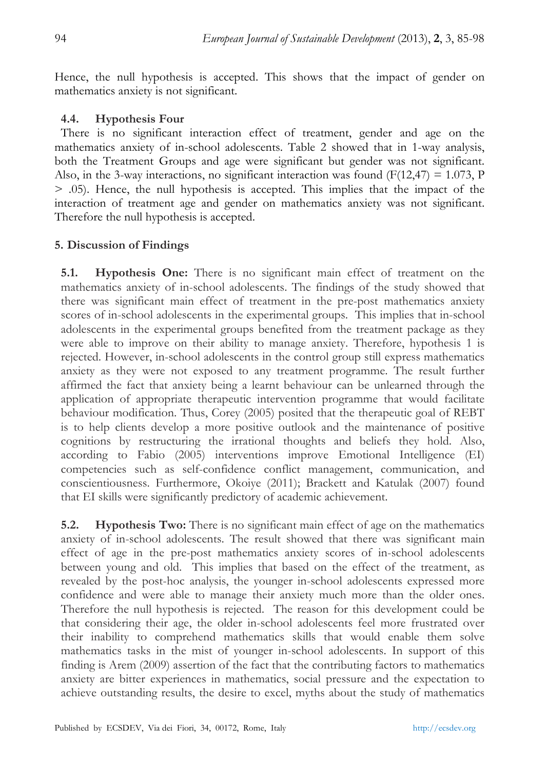Hence, the null hypothesis is accepted. This shows that the impact of gender on mathematics anxiety is not significant.

### 4.4. Hypothesis Four

There is no significant interaction effect of treatment, gender and age on the mathematics anxiety of in-school adolescents. Table 2 showed that in 1-way analysis, both the Treatment Groups and age were significant but gender was not significant. Also, in the 3-way interactions, no significant interaction was found ($F(12,47) = 1.073$, $P > .05$). Hence, the null hypothesis is accepted. This implies that the impact of the interaction of treatment age and gender on mathematics anxiety was not significant. Therefore the null hypothesis is accepted.

## 5. Discussion of Findings

**5.1. Hypothesis One:** There is no significant main effect of treatment on the mathematics anxiety of in-school adolescents. The findings of the study showed that there was significant main effect of treatment in the pre-post mathematics anxiety scores of in-school adolescents in the experimental groups. This implies that in-school adolescents in the experimental groups benefited from the treatment package as they were able to improve on their ability to manage anxiety. Therefore, hypothesis 1 is rejected. However, in-school adolescents in the control group still express mathematics anxiety as they were not exposed to any treatment programme. The result further affirmed the fact that anxiety being a learnt behaviour can be unlearned through the application of appropriate therapeutic intervention programme that would facilitate behaviour modification. Thus, Corey (2005) posited that the therapeutic goal of REBT is to help clients develop a more positive outlook and the maintenance of positive cognitions by restructuring the irrational thoughts and beliefs they hold. Also, according to Fabio (2005) interventions improve Emotional Intelligence (EI) competencies such as self-confidence conflict management, communication, and conscientiousness. Furthermore, Okoiye (2011); Brackett and Katulak (2007) found that EI skills were significantly predictory of academic achievement.

**5.2. Hypothesis Two:** There is no significant main effect of age on the mathematics anxiety of in-school adolescents. The result showed that there was significant main effect of age in the pre-post mathematics anxiety scores of in-school adolescents between young and old. This implies that based on the effect of the treatment, as revealed by the post-hoc analysis, the younger in-school adolescents expressed more confidence and were able to manage their anxiety much more than the older ones. Therefore the null hypothesis is rejected. The reason for this development could be that considering their age, the older in-school adolescents feel more frustrated over their inability to comprehend mathematics skills that would enable them solve mathematics tasks in the mist of younger in-school adolescents. In support of this finding is Arem (2009) assertion of the fact that the contributing factors to mathematics anxiety are bitter experiences in mathematics, social pressure and the expectation to achieve outstanding results, the desire to excel, myths about the study of mathematics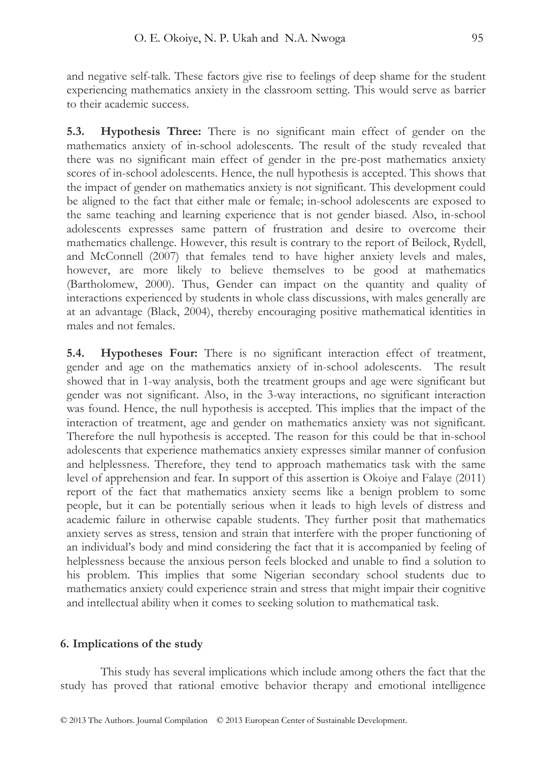and negative self-talk. These factors give rise to feelings of deep shame for the student experiencing mathematics anxiety in the classroom setting. This would serve as barrier to their academic success.

**5.3. Hypothesis Three:** There is no significant main effect of gender on the mathematics anxiety of in-school adolescents. The result of the study revealed that there was no significant main effect of gender in the pre-post mathematics anxiety scores of in-school adolescents. Hence, the null hypothesis is accepted. This shows that the impact of gender on mathematics anxiety is not significant. This development could be aligned to the fact that either male or female; in-school adolescents are exposed to the same teaching and learning experience that is not gender biased. Also, in-school adolescents expresses same pattern of frustration and desire to overcome their mathematics challenge. However, this result is contrary to the report of Beilock, Rydell, and McConnell (2007) that females tend to have higher anxiety levels and males, however, are more likely to believe themselves to be good at mathematics (Bartholomew, 2000). Thus, Gender can impact on the quantity and quality of interactions experienced by students in whole class discussions, with males generally are at an advantage (Black, 2004), thereby encouraging positive mathematical identities in males and not females.

**5.4. Hypotheses Four:** There is no significant interaction effect of treatment, gender and age on the mathematics anxiety of in-school adolescents. The result showed that in 1-way analysis, both the treatment groups and age were significant but gender was not significant. Also, in the 3-way interactions, no significant interaction was found. Hence, the null hypothesis is accepted. This implies that the impact of the interaction of treatment, age and gender on mathematics anxiety was not significant. Therefore the null hypothesis is accepted. The reason for this could be that in-school adolescents that experience mathematics anxiety expresses similar manner of confusion and helplessness. Therefore, they tend to approach mathematics task with the same level of apprehension and fear. In support of this assertion is Okoiye and Falaye (2011) report of the fact that mathematics anxiety seems like a benign problem to some people, but it can be potentially serious when it leads to high levels of distress and academic failure in otherwise capable students. They further posit that mathematics anxiety serves as stress, tension and strain that interfere with the proper functioning of an individual's body and mind considering the fact that it is accompanied by feeling of helplessness because the anxious person feels blocked and unable to find a solution to his problem. This implies that some Nigerian secondary school students due to mathematics anxiety could experience strain and stress that might impair their cognitive and intellectual ability when it comes to seeking solution to mathematical task.

## 6. Implications of the study

This study has several implications which include among others the fact that the study has proved that rational emotive behavior therapy and emotional intelligence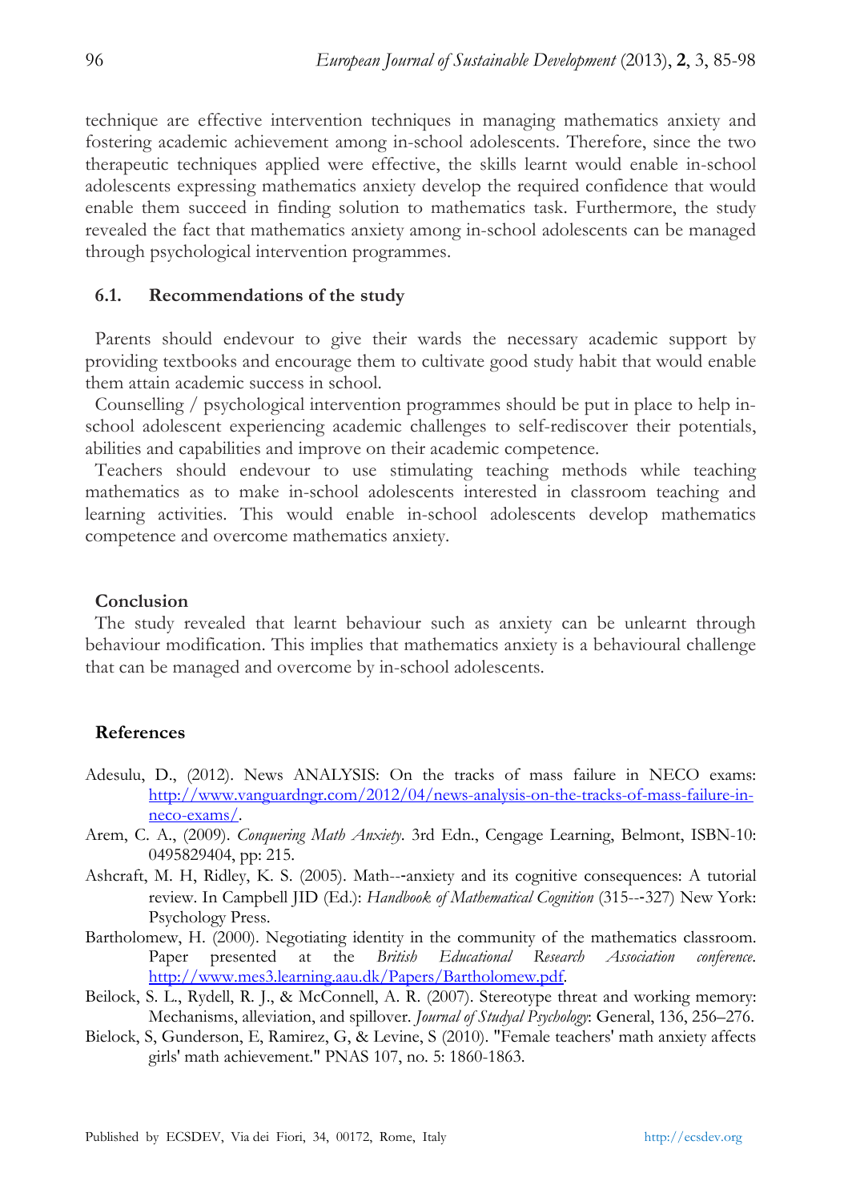technique are effective intervention techniques in managing mathematics anxiety and fostering academic achievement among in-school adolescents. Therefore, since the two therapeutic techniques applied were effective, the skills learnt would enable in-school adolescents expressing mathematics anxiety develop the required confidence that would enable them succeed in finding solution to mathematics task. Furthermore, the study revealed the fact that mathematics anxiety among in-school adolescents can be managed through psychological intervention programmes.

### 6.1. Recommendations of the study

Parents should endevour to give their wards the necessary academic support by providing textbooks and encourage them to cultivate good study habit that would enable them attain academic success in school.

Counselling / psychological intervention programmes should be put in place to help in-school adolescent experiencing academic challenges to self-rediscover their potentials, abilities and capabilities and improve on their academic competence.

Teachers should endevour to use stimulating teaching methods while teaching mathematics as to make in-school adolescents interested in classroom teaching and learning activities. This would enable in-school adolescents develop mathematics competence and overcome mathematics anxiety.

## Conclusion

The study revealed that learnt behaviour such as anxiety can be unlearnt through behaviour modification. This implies that mathematics anxiety is a behavioural challenge that can be managed and overcome by in-school adolescents.

## References

Adesulu, D., (2012). News ANALYSIS: On the tracks of mass failure in NECO exams: http://www.vanguardngr.com/2012/04/news-analysis-on-the-tracks-of-mass-failure-in-neco-exams/.

Arem, C. A., (2009). *Conquering Math Anxiety*. 3rd Edn., Cengage Learning, Belmont, ISBN-10: 0495829404, pp: 215.

Ashcraft, M. H, Ridley, K. S. (2005). Math--anxiety and its cognitive consequences: A tutorial review. In Campbell JID (Ed.): *Handbook of Mathematical Cognition* (315---327) New York: Psychology Press.

Bartholomew, H. (2000). Negotiating identity in the community of the mathematics classroom. Paper presented at the *British Educational Research Association conference*. http://www.mes3.learning.aau.dk/Papers/Bartholomew.pdf.

Beilock, S. L., Rydell, R. J., & McConnell, A. R. (2007). Stereotype threat and working memory: Mechanisms, alleviation, and spillover. *Journal of Studyal Psychology*: General, 136, 256–276.

Bielock, S, Gunderson, E, Ramirez, G, & Levine, S (2010). "Female teachers' math anxiety affects girls' math achievement." PNAS 107, no. 5: 1860-1863.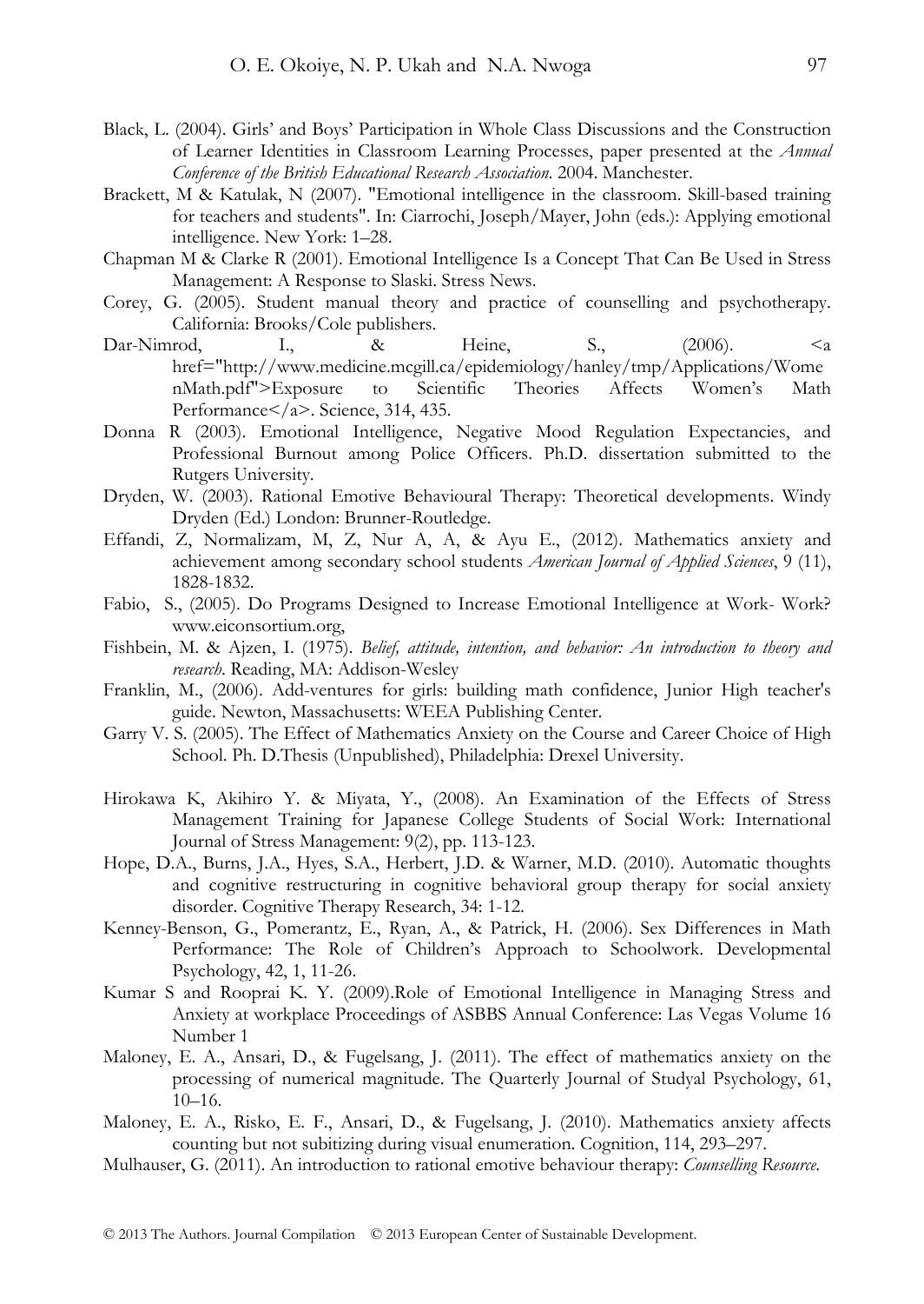Black, L. (2004). Girls' and Boys' Participation in Whole Class Discussions and the Construction of Learner Identities in Classroom Learning Processes, paper presented at the *Annual Conference of the British Educational Research Association.* 2004. Manchester.

Brackett, M & Katulak, N (2007). "Emotional intelligence in the classroom. Skill-based training for teachers and students". In: Ciarrochi, Joseph/Mayer, John (eds.): Applying emotional intelligence. New York: 1–28.

Chapman M & Clarke R (2001). Emotional Intelligence Is a Concept That Can Be Used in Stress Management: A Response to Slaski. Stress News.

Corey, G. (2005). Student manual theory and practice of counselling and psychotherapy. California: Brooks/Cole publishers.

Dar-Nimrod, I., & Heine, S., (2006). <a href="http://www.medicine.mcgill.ca/epidemiology/hanley/tmp/Applications/WomenMath.pdf">Exposure to Scientific Theories Affects Women's Math Performance</a>. Science, 314, 435.

Donna R (2003). Emotional Intelligence, Negative Mood Regulation Expectancies, and Professional Burnout among Police Officers. Ph.D. dissertation submitted to the Rutgers University.

Dryden, W. (2003). Rational Emotive Behavioural Therapy: Theoretical developments. Windy Dryden (Ed.) London: Brunner-Routledge.

Effandi, Z, Normalizam, M, Z, Nur A, A, & Ayu E., (2012). Mathematics anxiety and achievement among secondary school students *American Journal of Applied Sciences*, 9 (11), 1828-1832.

Fabio, S., (2005). Do Programs Designed to Increase Emotional Intelligence at Work- Work? www.eiconsortium.org,

Fishbein, M. & Ajzen, I. (1975). *Belief, attitude, intention, and behavior: An introduction to theory and research*. Reading, MA: Addison-Wesley

Franklin, M., (2006). Add-ventures for girls: building math confidence, Junior High teacher's guide. Newton, Massachusetts: WEEA Publishing Center.

Garry V. S. (2005). The Effect of Mathematics Anxiety on the Course and Career Choice of High School. Ph. D.Thesis (Unpublished), Philadelphia: Drexel University.

Hirokawa K, Akihiro Y. & Miyata, Y., (2008). An Examination of the Effects of Stress Management Training for Japanese College Students of Social Work: International Journal of Stress Management: 9(2), pp. 113-123.

Hope, D.A., Burns, J.A., Hyes, S.A., Herbert, J.D. & Warner, M.D. (2010). Automatic thoughts and cognitive restructuring in cognitive behavioral group therapy for social anxiety disorder. Cognitive Therapy Research, 34: 1-12.

Kenney-Benson, G., Pomerantz, E., Ryan, A., & Patrick, H. (2006). Sex Differences in Math Performance: The Role of Children's Approach to Schoolwork. Developmental Psychology, 42, 1, 11-26.

Kumar S and Rooprai K. Y. (2009).Role of Emotional Intelligence in Managing Stress and Anxiety at workplace Proceedings of ASBBS Annual Conference: Las Vegas Volume 16 Number 1

Maloney, E. A., Ansari, D., & Fugelsang, J. (2011). The effect of mathematics anxiety on the processing of numerical magnitude. The Quarterly Journal of Studyal Psychology, 61, 10–16.

Maloney, E. A., Risko, E. F., Ansari, D., & Fugelsang, J. (2010). Mathematics anxiety affects counting but not subitizing during visual enumeration. Cognition, 114, 293–297.

Mulhauser, G. (2011). An introduction to rational emotive behaviour therapy: *Counselling Resource.*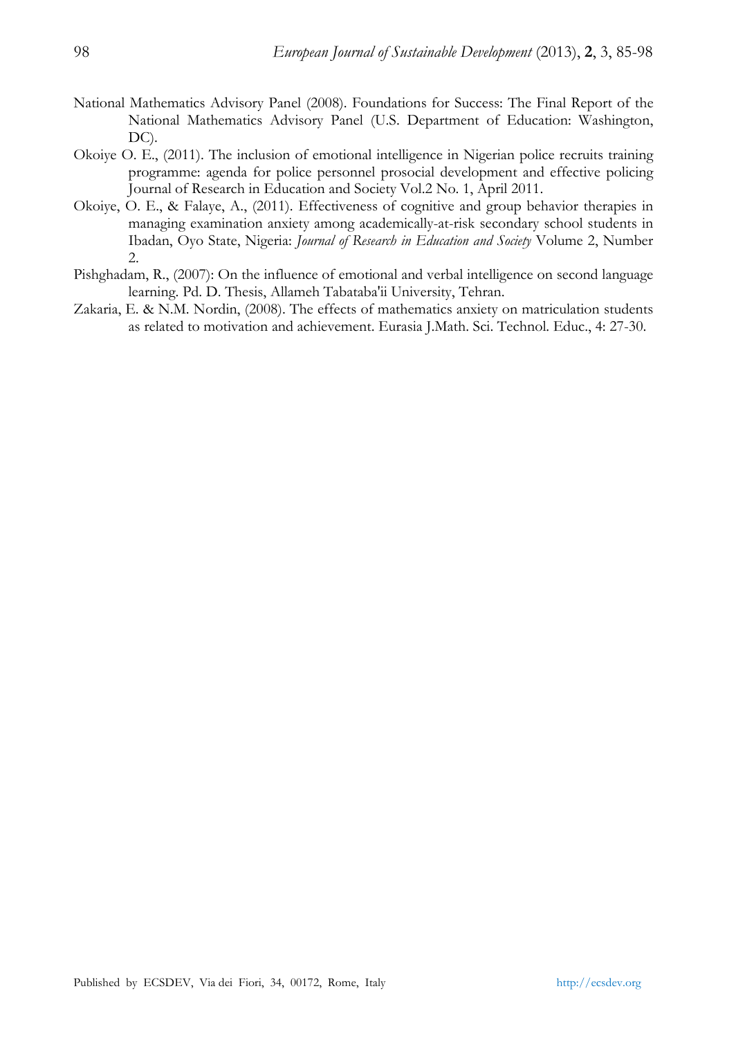National Mathematics Advisory Panel (2008). Foundations for Success: The Final Report of the National Mathematics Advisory Panel (U.S. Department of Education: Washington, DC).

Okoiye O. E., (2011). The inclusion of emotional intelligence in Nigerian police recruits training programme: agenda for police personnel prosocial development and effective policing Journal of Research in Education and Society Vol.2 No. 1, April 2011.

Okoiye, O. E., & Falaye, A., (2011). Effectiveness of cognitive and group behavior therapies in managing examination anxiety among academically-at-risk secondary school students in Ibadan, Oyo State, Nigeria: *Journal of Research in Education and Society* Volume 2, Number 2.

Pishghadam, R., (2007): On the influence of emotional and verbal intelligence on second language learning. Pd. D. Thesis, Allameh Tabataba'ii University, Tehran.

Zakaria, E. & N.M. Nordin, (2008). The effects of mathematics anxiety on matriculation students as related to motivation and achievement. Eurasia J.Math. Sci. Technol. Educ., 4: 27-30.